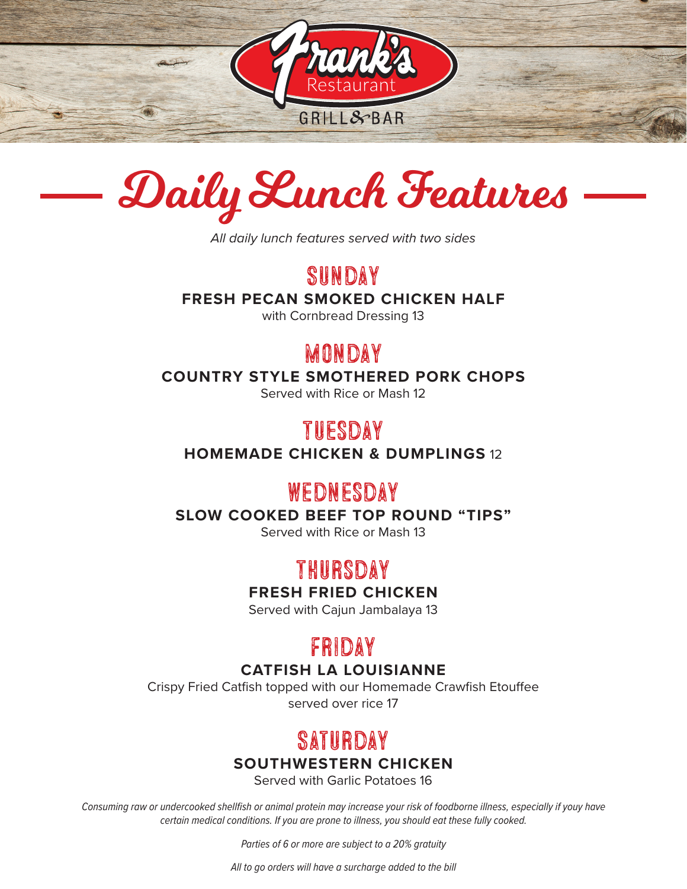Frank's Restaurant

GRILL & BAR

# Daily Lunch Features

*All daily lunch features served with two sides*

## SUNDAY

**FRESH PECAN SMOKED CHICKEN HALF**

with Cornbread Dressing 13

## MONDAY

**COUNTRY STYLE SMOTHERED PORK CHOPS**

Served with Rice or Mash 12

## TUESDAY

**HOMEMADE CHICKEN & DUMPLINGS** 12

## WEDNESDAY

**SLOW COOKED BEEF TOP ROUND "TIPS"**

Served with Rice or Mash 13

## THURSDAY

**FRESH FRIED CHICKEN**

Served with Cajun Jambalaya 13

## FRIDAY

**CATFISH LA LOUISIANNE**

Crispy Fried Catfish topped with our Homemade Crawfish Etouffee served over rice 17

## SATURDAY

**SOUTHWESTERN CHICKEN**

Served with Garlic Potatoes 16

*Consuming raw or undercooked shellfish or animal protein may increase your risk of foodborne illness, especially if youy have certain medical conditions. If you are prone to illness, you should eat these fully cooked.*

*Parties of 6 or more are subject to a 20% gratuity*

*All to go orders will have a surcharge added to the bill*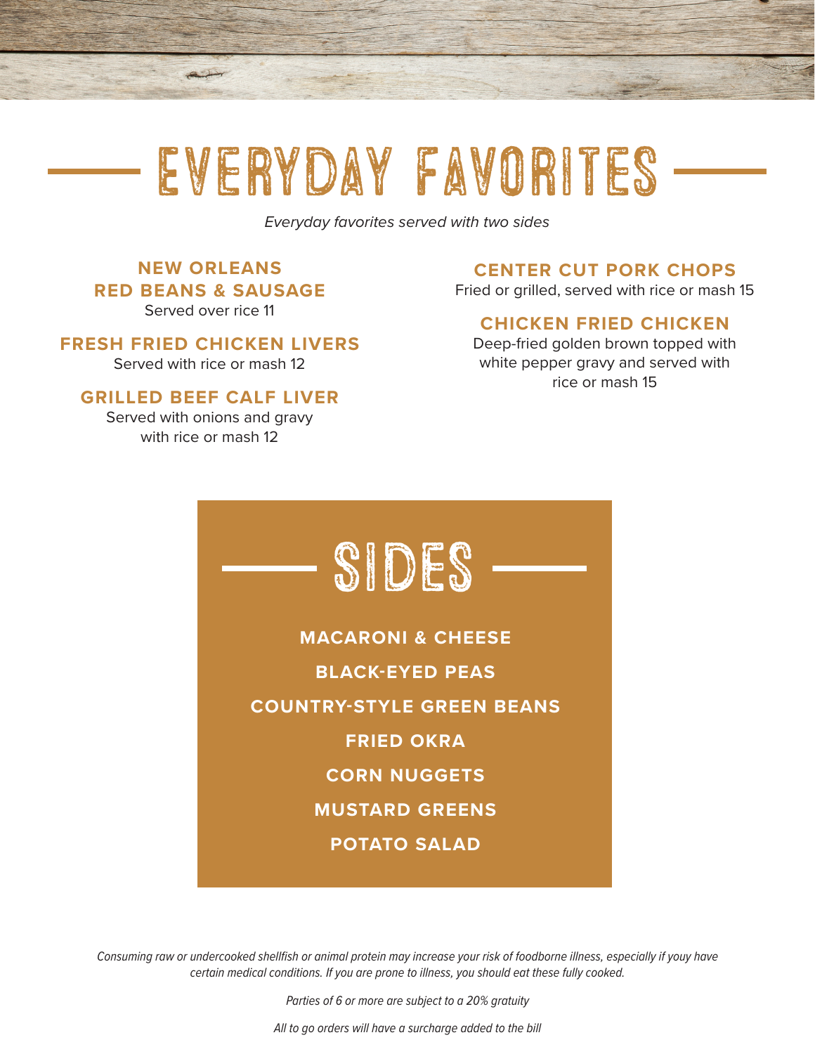# EVERYDAY FAVORITES

*Everyday favorites served with two sides*

**NEW ORLEANS RED BEANS & SAUSAGE**
Served over rice 11

**FRESH FRIED CHICKEN LIVERS**
Served with rice or mash 12

**GRILLED BEEF CALF LIVER**
Served with onions and gravy with rice or mash 12

**CENTER CUT PORK CHOPS**
Fried or grilled, served with rice or mash 15

**CHICKEN FRIED CHICKEN**
Deep-fried golden brown topped with white pepper gravy and served with rice or mash 15

## SIDES

**MACARONI & CHEESE**

**BLACK-EYED PEAS**

**COUNTRY-STYLE GREEN BEANS**

**FRIED OKRA**

**CORN NUGGETS**

**MUSTARD GREENS**

**POTATO SALAD**

*Consuming raw or undercooked shellfish or animal protein may increase your risk of foodborne illness, especially if youy have certain medical conditions. If you are prone to illness, you should eat these fully cooked.*

*Parties of 6 or more are subject to a 20% gratuity*

*All to go orders will have a surcharge added to the bill*